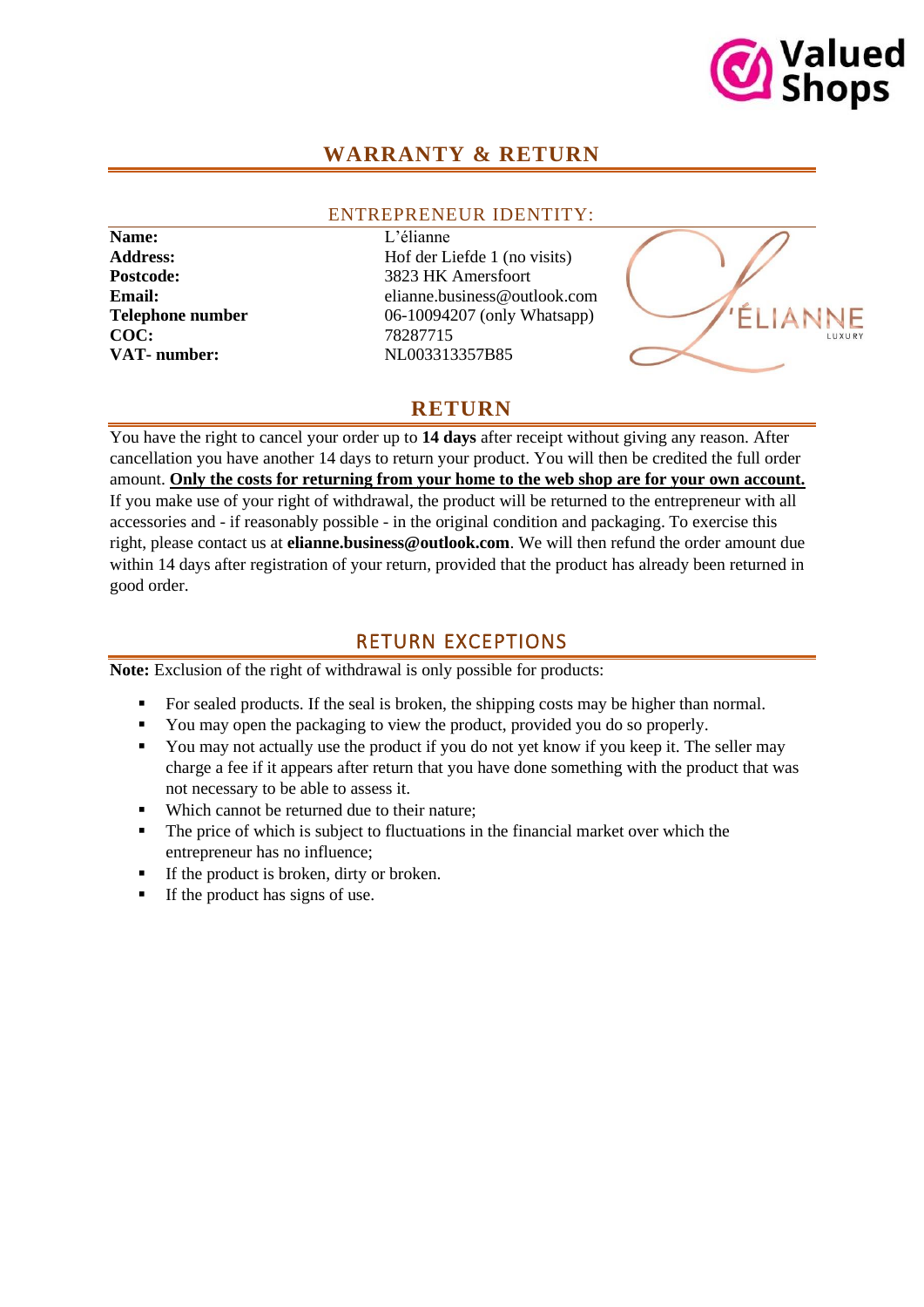# WARRANTY & RETURN

## ENTREPRENEUR IDENTITY:

| | |
|---|---|
| **Name:** | L'élianne |
| **Address:** | Hof der Liefde 1 (no visits) |
| **Postcode:** | 3823 HK Amersfoort |
| **Email:** | elianne.business@outlook.com |
| **Telephone number** | 06-10094207 (only Whatsapp) |
| **COC:** | 78287715 |
| **VAT- number:** | NL003313357B85 |

## RETURN

You have the right to cancel your order up to **14 days** after receipt without giving any reason. After cancellation you have another 14 days to return your product. You will then be credited the full order amount. **Only the costs for returning from your home to the web shop are for your own account.** If you make use of your right of withdrawal, the product will be returned to the entrepreneur with all accessories and - if reasonably possible - in the original condition and packaging. To exercise this right, please contact us at **elianne.business@outlook.com**. We will then refund the order amount due within 14 days after registration of your return, provided that the product has already been returned in good order.

## RETURN EXCEPTIONS

**Note:** Exclusion of the right of withdrawal is only possible for products:

- For sealed products. If the seal is broken, the shipping costs may be higher than normal.
- You may open the packaging to view the product, provided you do so properly.
- You may not actually use the product if you do not yet know if you keep it. The seller may charge a fee if it appears after return that you have done something with the product that was not necessary to be able to assess it.
- Which cannot be returned due to their nature;
- The price of which is subject to fluctuations in the financial market over which the entrepreneur has no influence;
- If the product is broken, dirty or broken.
- If the product has signs of use.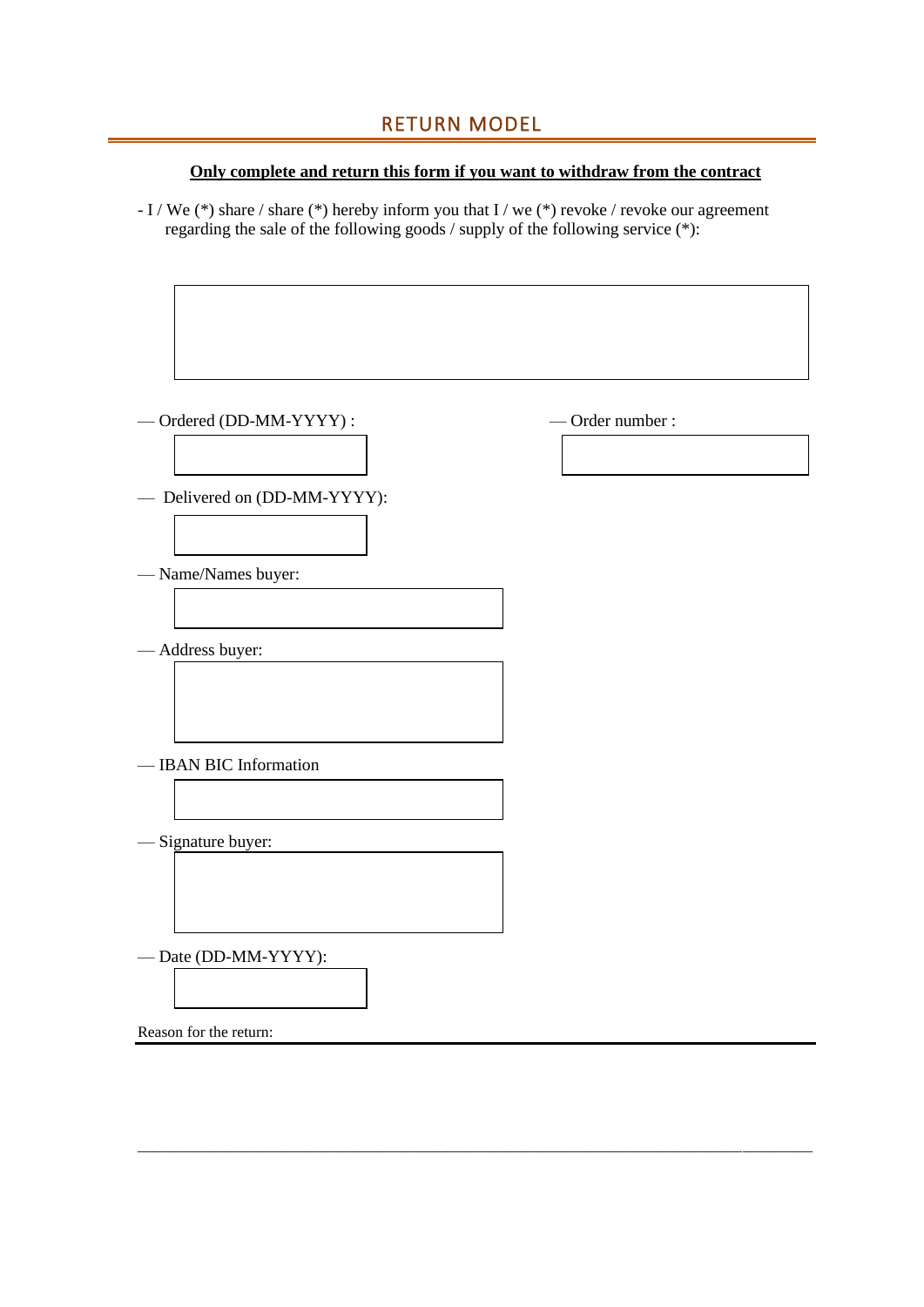# RETURN MODEL

**Only complete and return this form if you want to withdraw from the contract**

- I / We (*) share / share (*) hereby inform you that I / we (*) revoke / revoke our agreement regarding the sale of the following goods / supply of the following service (*):

— Ordered (DD-MM-YYYY) :

— Order number :

— Delivered on (DD-MM-YYYY):

— Name/Names buyer:

— Address buyer:

— IBAN BIC Information

— Signature buyer:

— Date (DD-MM-YYYY):

Reason for the return:

___________________________________________________________________________